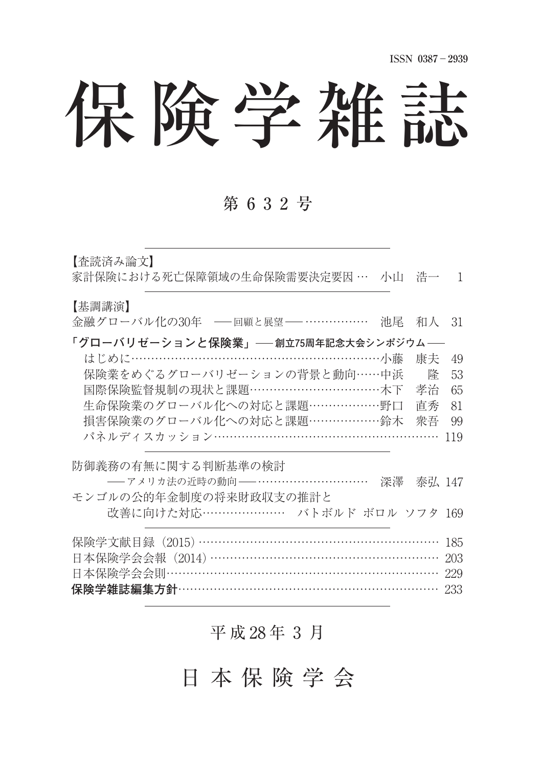ISSN 0387－2939

# 保険学雑誌

## 第632号

【査読済み論文】

家計保険における死亡保障領域の生命保険需要決定要因 … 小山　浩一　1

【基調講演】

金融グローバル化の30年　── 回顧と展望 ── …………… 池尾　和人　31

**「グローバリゼーションと保険業」── 創立75周年記念大会シンポジウム ──**

- はじめに……………………………………………………小藤　康夫　49
- 保険業をめぐるグローバリゼーションの背景と動向……中浜　隆　53
- 国際保険監督規制の現状と課題……………………………木下　孝治　65
- 生命保険業のグローバル化への対応と課題………………野口　直秀　81
- 損害保険業のグローバル化への対応と課題………………鈴木　衆吾　99
- パネルディスカッション……………………………………………… 119

防御義務の有無に関する判断基準の検討
── アメリカ法の近時の動向 ── ……………………… 深澤　泰弘　147

モンゴルの公的年金制度の将来財政収支の推計と
改善に向けた対応………………… バトボルド ボロル ソフタ　169

保険学文献目録（2015）………………………………………………… 185
日本保険学会会報（2014）……………………………………………… 203
日本保険学会会則………………………………………………………… 229
**保険学雑誌編集方針**……………………………………………………… 233

平成28年3月

日本保険学会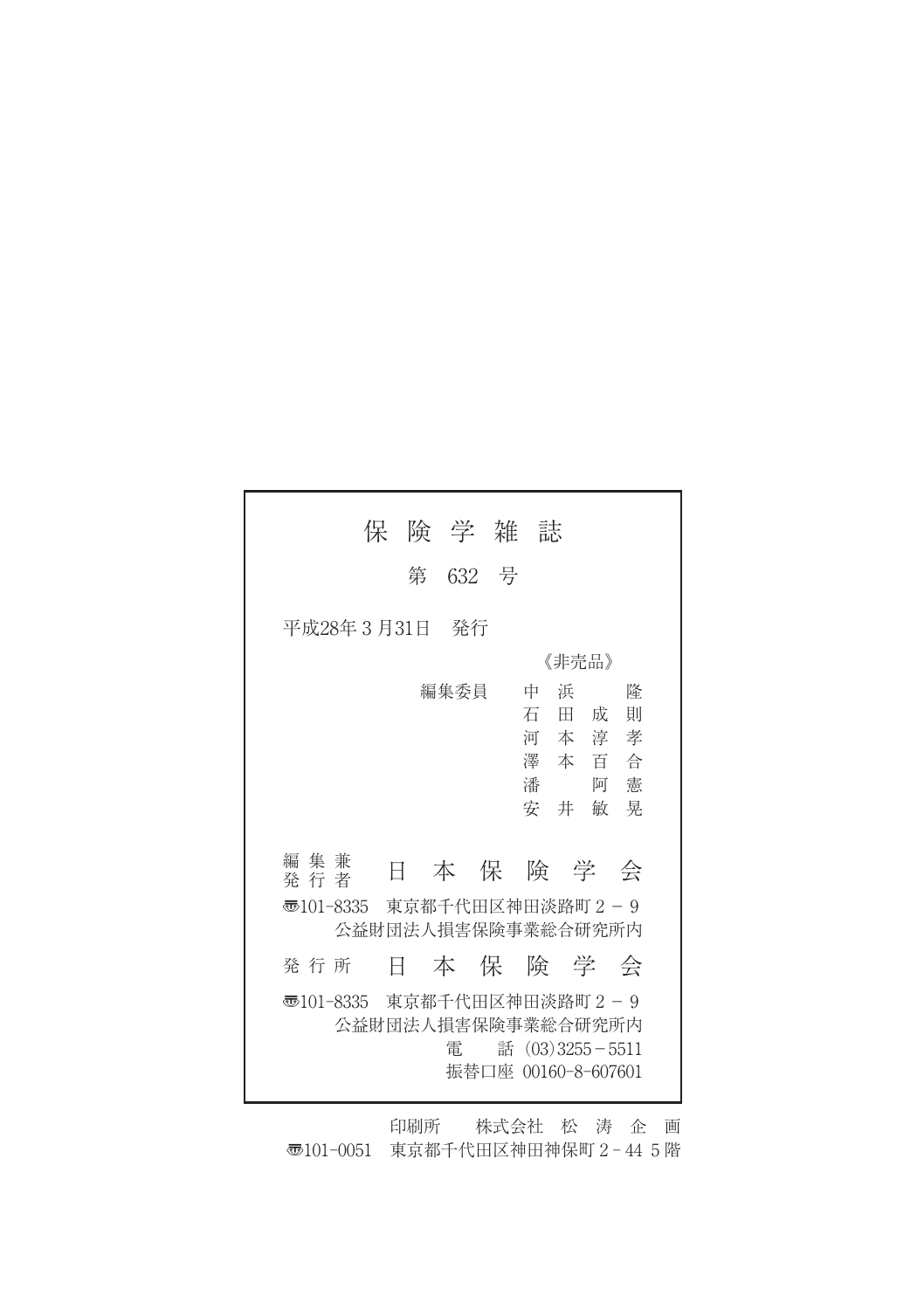# 保険学雑誌

第 632 号

平成28年 3 月31日　発行

《非売品》

編集委員　中浜　隆
石田成則
河本淳孝
澤本百合
潘　阿憲
安井敏晃

編集兼発行者　日本保険学会

〒101-8335　東京都千代田区神田淡路町 2－9
公益財団法人損害保険事業総合研究所内

発行所　日本保険学会

〒101-8335　東京都千代田区神田淡路町 2－9
公益財団法人損害保険事業総合研究所内
電　話（03）3255－5511
振替口座 00160-8-607601

印刷所　株式会社　松涛企画
〒101-0051　東京都千代田区神田神保町 2－44 5 階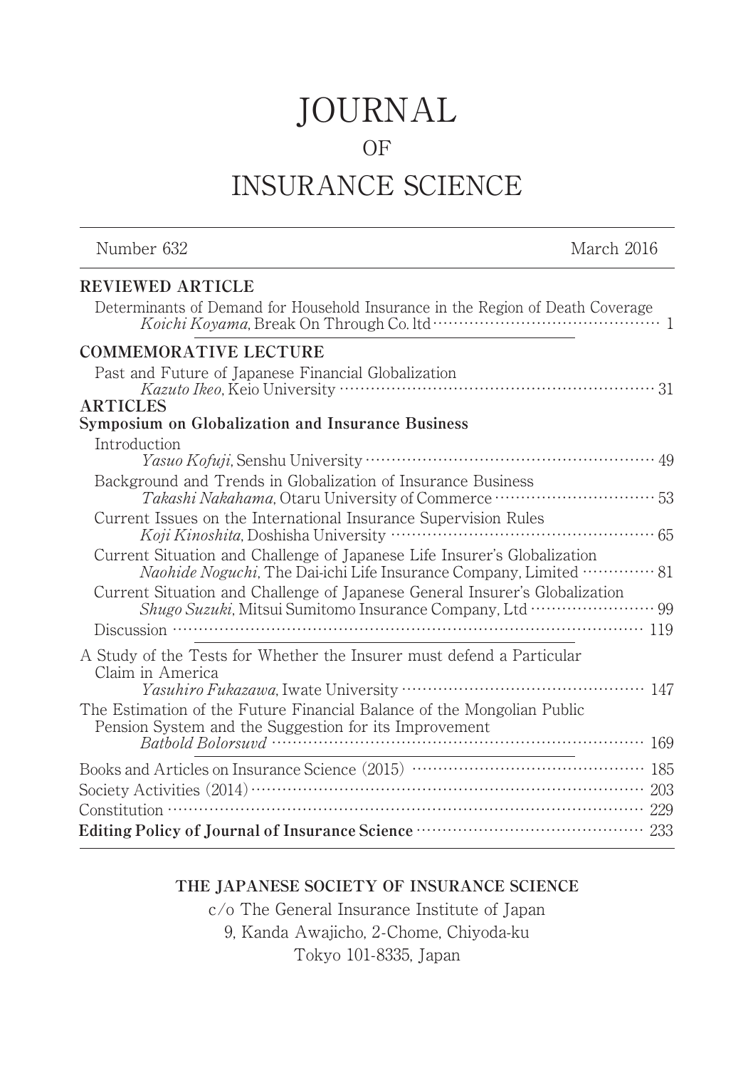# JOURNAL

## OF

# INSURANCE SCIENCE

Number 632 March 2016

**REVIEWED ARTICLE**

Determinants of Demand for Household Insurance in the Region of Death Coverage
*Koichi Koyama*, Break On Through Co. ltd ........................................ 1

**COMMEMORATIVE LECTURE**

Past and Future of Japanese Financial Globalization
*Kazuto Ikeo*, Keio University ........................................ 31

**ARTICLES**

**Symposium on Globalization and Insurance Business**

Introduction
*Yasuo Kofuji*, Senshu University ........................................ 49

Background and Trends in Globalization of Insurance Business
*Takashi Nakahama*, Otaru University of Commerce ........................................ 53

Current Issues on the International Insurance Supervision Rules
*Koji Kinoshita*, Doshisha University ........................................ 65

Current Situation and Challenge of Japanese Life Insurer's Globalization
*Naohide Noguchi*, The Dai-ichi Life Insurance Company, Limited ........................................ 81

Current Situation and Challenge of Japanese General Insurer's Globalization
*Shugo Suzuki*, Mitsui Sumitomo Insurance Company, Ltd ........................................ 99

Discussion ........................................ 119

A Study of the Tests for Whether the Insurer must defend a Particular Claim in America
*Yasuhiro Fukazawa*, Iwate University ........................................ 147

The Estimation of the Future Financial Balance of the Mongolian Public Pension System and the Suggestion for its Improvement
*Batbold Bolorsuvd* ........................................ 169

Books and Articles on Insurance Science (2015) ........................................ 185

Society Activities (2014) ........................................ 203

Constitution ........................................ 229

**Editing Policy of Journal of Insurance Science** ........................................ 233

**THE JAPANESE SOCIETY OF INSURANCE SCIENCE**

c/o The General Insurance Institute of Japan
9, Kanda Awajicho, 2-Chome, Chiyoda-ku
Tokyo 101-8335, Japan